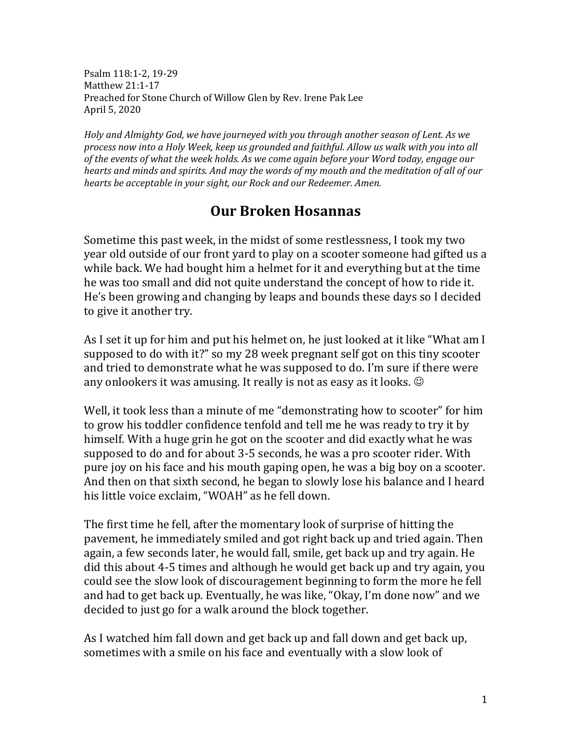Psalm 118:1-2, 19-29
Matthew 21:1-17
Preached for Stone Church of Willow Glen by Rev. Irene Pak Lee
April 5, 2020

*Holy and Almighty God, we have journeyed with you through another season of Lent. As we process now into a Holy Week, keep us grounded and faithful. Allow us walk with you into all of the events of what the week holds. As we come again before your Word today, engage our hearts and minds and spirits. And may the words of my mouth and the meditation of all of our hearts be acceptable in your sight, our Rock and our Redeemer. Amen.*

# Our Broken Hosannas

Sometime this past week, in the midst of some restlessness, I took my two year old outside of our front yard to play on a scooter someone had gifted us a while back. We had bought him a helmet for it and everything but at the time he was too small and did not quite understand the concept of how to ride it. He's been growing and changing by leaps and bounds these days so I decided to give it another try.

As I set it up for him and put his helmet on, he just looked at it like "What am I supposed to do with it?" so my 28 week pregnant self got on this tiny scooter and tried to demonstrate what he was supposed to do. I'm sure if there were any onlookers it was amusing. It really is not as easy as it looks. ☺

Well, it took less than a minute of me "demonstrating how to scooter" for him to grow his toddler confidence tenfold and tell me he was ready to try it by himself. With a huge grin he got on the scooter and did exactly what he was supposed to do and for about 3-5 seconds, he was a pro scooter rider. With pure joy on his face and his mouth gaping open, he was a big boy on a scooter. And then on that sixth second, he began to slowly lose his balance and I heard his little voice exclaim, "WOAH" as he fell down.

The first time he fell, after the momentary look of surprise of hitting the pavement, he immediately smiled and got right back up and tried again. Then again, a few seconds later, he would fall, smile, get back up and try again. He did this about 4-5 times and although he would get back up and try again, you could see the slow look of discouragement beginning to form the more he fell and had to get back up. Eventually, he was like, "Okay, I'm done now" and we decided to just go for a walk around the block together.

As I watched him fall down and get back up and fall down and get back up, sometimes with a smile on his face and eventually with a slow look of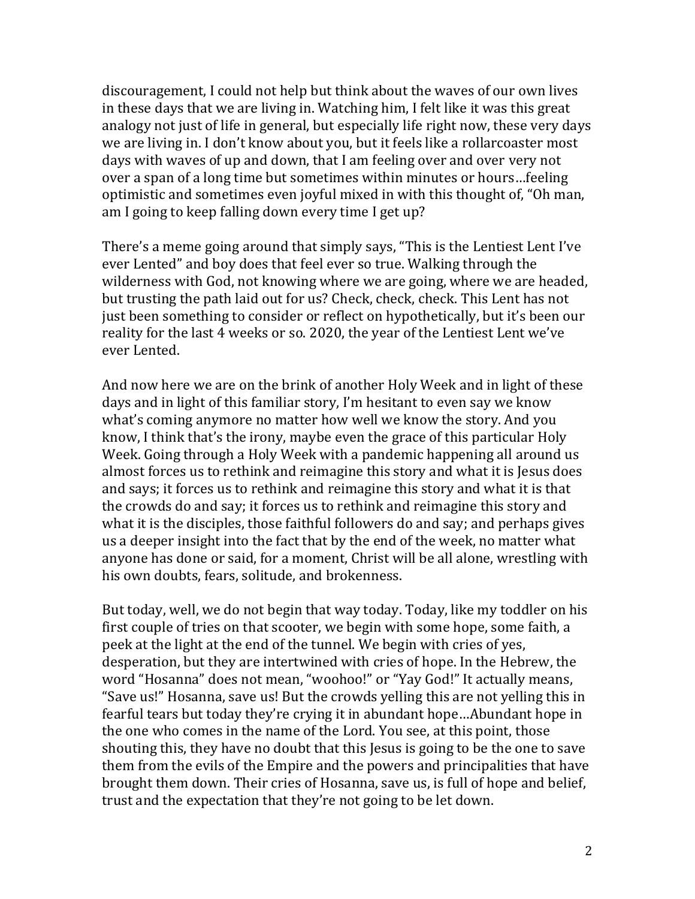discouragement, I could not help but think about the waves of our own lives in these days that we are living in. Watching him, I felt like it was this great analogy not just of life in general, but especially life right now, these very days we are living in. I don't know about you, but it feels like a rollarcoaster most days with waves of up and down, that I am feeling over and over very not over a span of a long time but sometimes within minutes or hours…feeling optimistic and sometimes even joyful mixed in with this thought of, "Oh man, am I going to keep falling down every time I get up?

There's a meme going around that simply says, "This is the Lentiest Lent I've ever Lented" and boy does that feel ever so true. Walking through the wilderness with God, not knowing where we are going, where we are headed, but trusting the path laid out for us? Check, check, check. This Lent has not just been something to consider or reflect on hypothetically, but it's been our reality for the last 4 weeks or so. 2020, the year of the Lentiest Lent we've ever Lented.

And now here we are on the brink of another Holy Week and in light of these days and in light of this familiar story, I'm hesitant to even say we know what's coming anymore no matter how well we know the story. And you know, I think that's the irony, maybe even the grace of this particular Holy Week. Going through a Holy Week with a pandemic happening all around us almost forces us to rethink and reimagine this story and what it is Jesus does and says; it forces us to rethink and reimagine this story and what it is that the crowds do and say; it forces us to rethink and reimagine this story and what it is the disciples, those faithful followers do and say; and perhaps gives us a deeper insight into the fact that by the end of the week, no matter what anyone has done or said, for a moment, Christ will be all alone, wrestling with his own doubts, fears, solitude, and brokenness.

But today, well, we do not begin that way today. Today, like my toddler on his first couple of tries on that scooter, we begin with some hope, some faith, a peek at the light at the end of the tunnel. We begin with cries of yes, desperation, but they are intertwined with cries of hope. In the Hebrew, the word "Hosanna" does not mean, "woohoo!" or "Yay God!" It actually means, "Save us!" Hosanna, save us! But the crowds yelling this are not yelling this in fearful tears but today they're crying it in abundant hope…Abundant hope in the one who comes in the name of the Lord. You see, at this point, those shouting this, they have no doubt that this Jesus is going to be the one to save them from the evils of the Empire and the powers and principalities that have brought them down. Their cries of Hosanna, save us, is full of hope and belief, trust and the expectation that they're not going to be let down.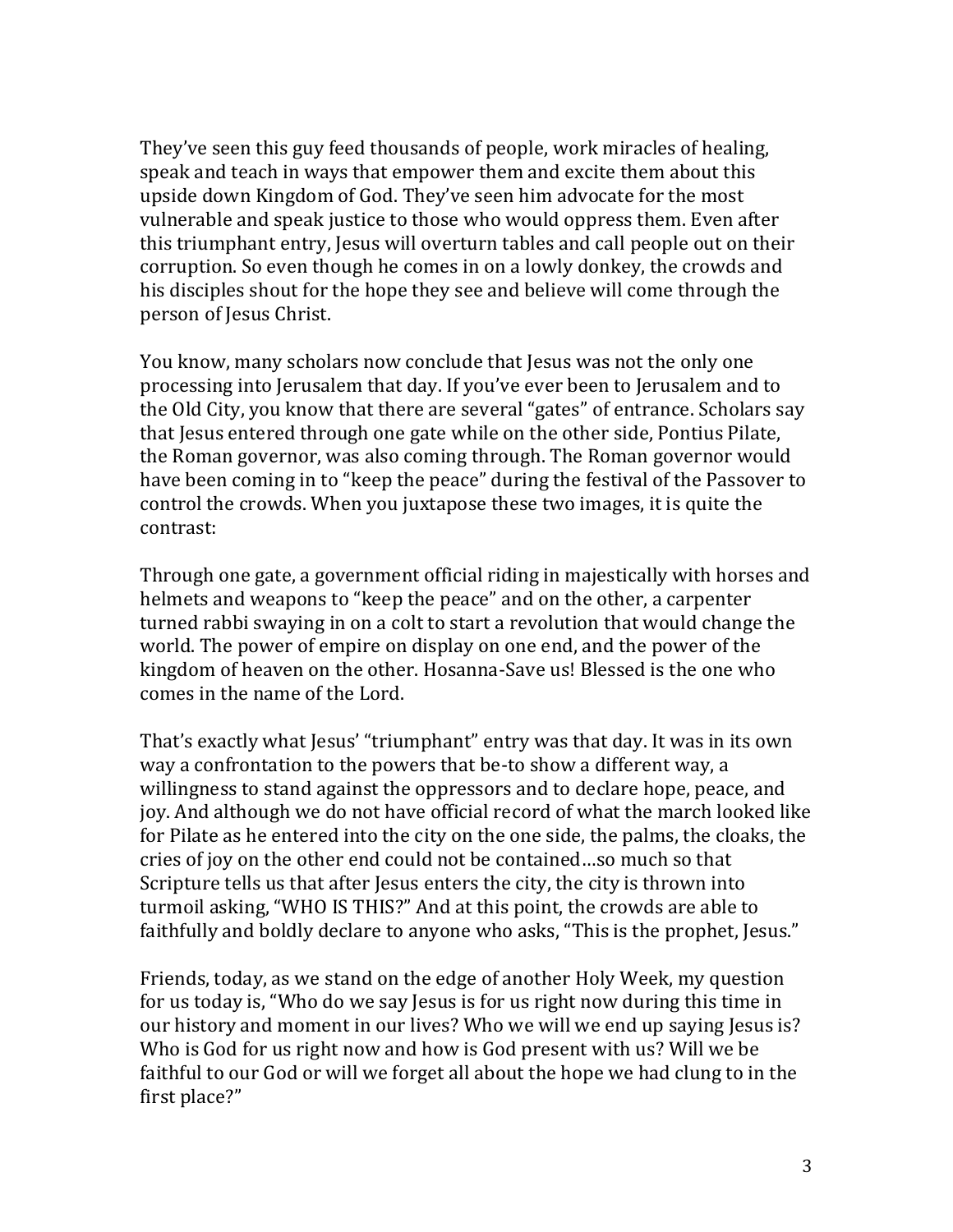They've seen this guy feed thousands of people, work miracles of healing, speak and teach in ways that empower them and excite them about this upside down Kingdom of God. They've seen him advocate for the most vulnerable and speak justice to those who would oppress them. Even after this triumphant entry, Jesus will overturn tables and call people out on their corruption. So even though he comes in on a lowly donkey, the crowds and his disciples shout for the hope they see and believe will come through the person of Jesus Christ.

You know, many scholars now conclude that Jesus was not the only one processing into Jerusalem that day. If you've ever been to Jerusalem and to the Old City, you know that there are several "gates" of entrance. Scholars say that Jesus entered through one gate while on the other side, Pontius Pilate, the Roman governor, was also coming through. The Roman governor would have been coming in to "keep the peace" during the festival of the Passover to control the crowds. When you juxtapose these two images, it is quite the contrast:

Through one gate, a government official riding in majestically with horses and helmets and weapons to "keep the peace" and on the other, a carpenter turned rabbi swaying in on a colt to start a revolution that would change the world. The power of empire on display on one end, and the power of the kingdom of heaven on the other. Hosanna-Save us! Blessed is the one who comes in the name of the Lord.

That's exactly what Jesus' "triumphant" entry was that day. It was in its own way a confrontation to the powers that be-to show a different way, a willingness to stand against the oppressors and to declare hope, peace, and joy. And although we do not have official record of what the march looked like for Pilate as he entered into the city on the one side, the palms, the cloaks, the cries of joy on the other end could not be contained…so much so that Scripture tells us that after Jesus enters the city, the city is thrown into turmoil asking, "WHO IS THIS?" And at this point, the crowds are able to faithfully and boldly declare to anyone who asks, "This is the prophet, Jesus."

Friends, today, as we stand on the edge of another Holy Week, my question for us today is, "Who do we say Jesus is for us right now during this time in our history and moment in our lives? Who we will we end up saying Jesus is? Who is God for us right now and how is God present with us? Will we be faithful to our God or will we forget all about the hope we had clung to in the first place?"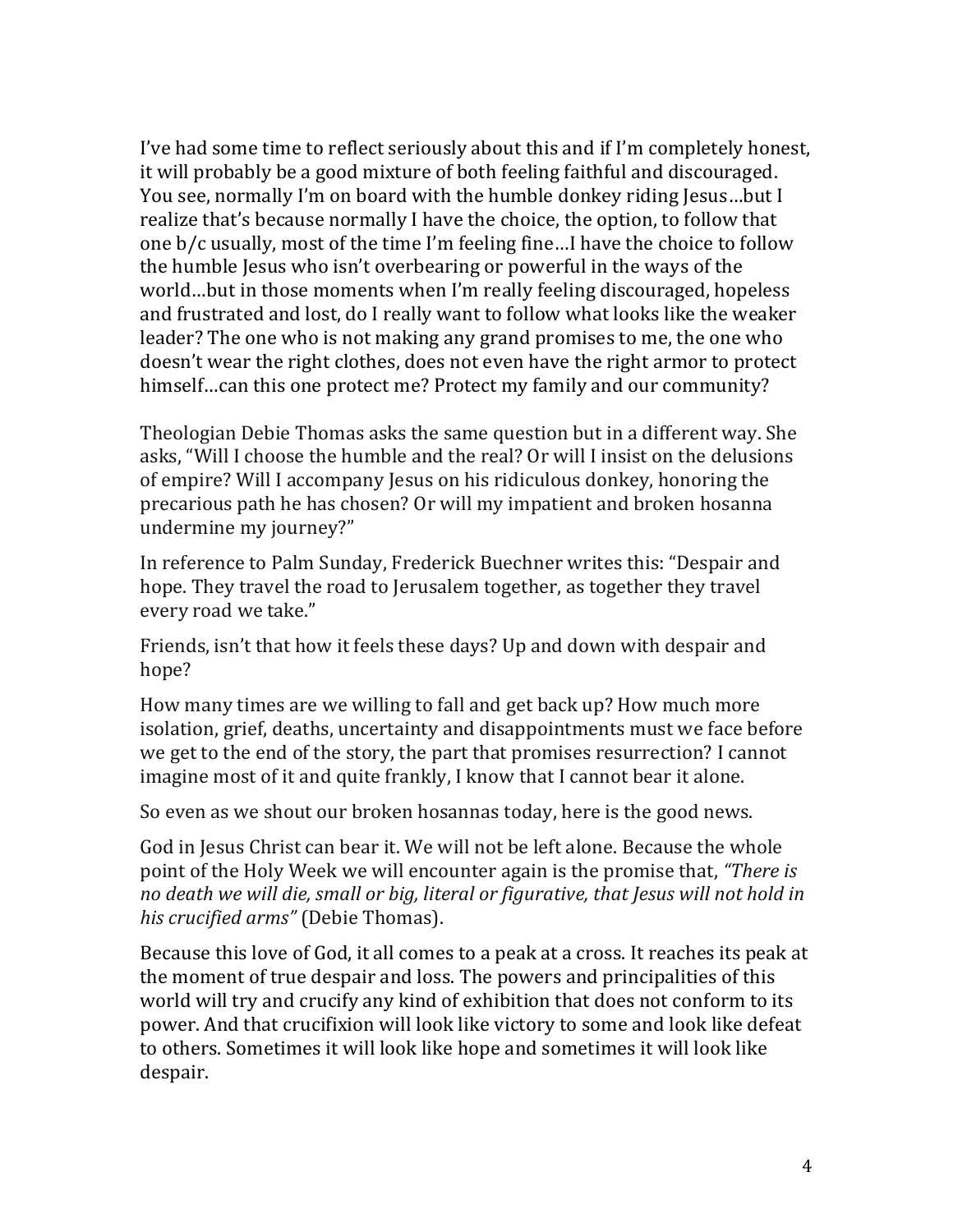I've had some time to reflect seriously about this and if I'm completely honest, it will probably be a good mixture of both feeling faithful and discouraged. You see, normally I'm on board with the humble donkey riding Jesus…but I realize that's because normally I have the choice, the option, to follow that one b/c usually, most of the time I'm feeling fine…I have the choice to follow the humble Jesus who isn't overbearing or powerful in the ways of the world…but in those moments when I'm really feeling discouraged, hopeless and frustrated and lost, do I really want to follow what looks like the weaker leader? The one who is not making any grand promises to me, the one who doesn't wear the right clothes, does not even have the right armor to protect himself…can this one protect me? Protect my family and our community?

Theologian Debie Thomas asks the same question but in a different way. She asks, "Will I choose the humble and the real? Or will I insist on the delusions of empire? Will I accompany Jesus on his ridiculous donkey, honoring the precarious path he has chosen? Or will my impatient and broken hosanna undermine my journey?"

In reference to Palm Sunday, Frederick Buechner writes this: "Despair and hope. They travel the road to Jerusalem together, as together they travel every road we take."

Friends, isn't that how it feels these days? Up and down with despair and hope?

How many times are we willing to fall and get back up? How much more isolation, grief, deaths, uncertainty and disappointments must we face before we get to the end of the story, the part that promises resurrection? I cannot imagine most of it and quite frankly, I know that I cannot bear it alone.

So even as we shout our broken hosannas today, here is the good news.

God in Jesus Christ can bear it. We will not be left alone. Because the whole point of the Holy Week we will encounter again is the promise that, *"There is no death we will die, small or big, literal or figurative, that Jesus will not hold in his crucified arms"* (Debie Thomas).

Because this love of God, it all comes to a peak at a cross. It reaches its peak at the moment of true despair and loss. The powers and principalities of this world will try and crucify any kind of exhibition that does not conform to its power. And that crucifixion will look like victory to some and look like defeat to others. Sometimes it will look like hope and sometimes it will look like despair.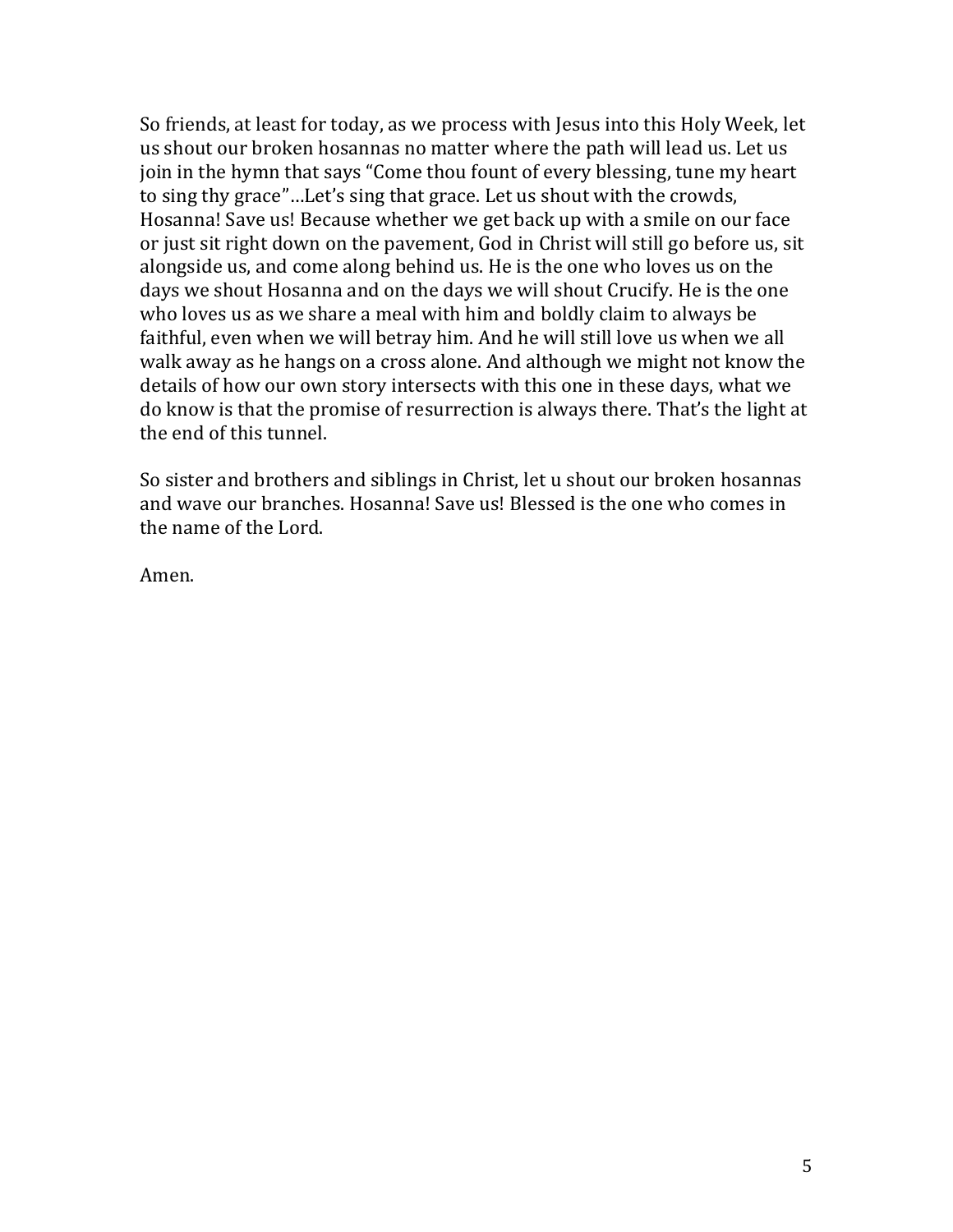So friends, at least for today, as we process with Jesus into this Holy Week, let us shout our broken hosannas no matter where the path will lead us. Let us join in the hymn that says "Come thou fount of every blessing, tune my heart to sing thy grace"…Let's sing that grace. Let us shout with the crowds, Hosanna! Save us! Because whether we get back up with a smile on our face or just sit right down on the pavement, God in Christ will still go before us, sit alongside us, and come along behind us. He is the one who loves us on the days we shout Hosanna and on the days we will shout Crucify. He is the one who loves us as we share a meal with him and boldly claim to always be faithful, even when we will betray him. And he will still love us when we all walk away as he hangs on a cross alone. And although we might not know the details of how our own story intersects with this one in these days, what we do know is that the promise of resurrection is always there. That's the light at the end of this tunnel.

So sister and brothers and siblings in Christ, let u shout our broken hosannas and wave our branches. Hosanna! Save us! Blessed is the one who comes in the name of the Lord.

Amen.